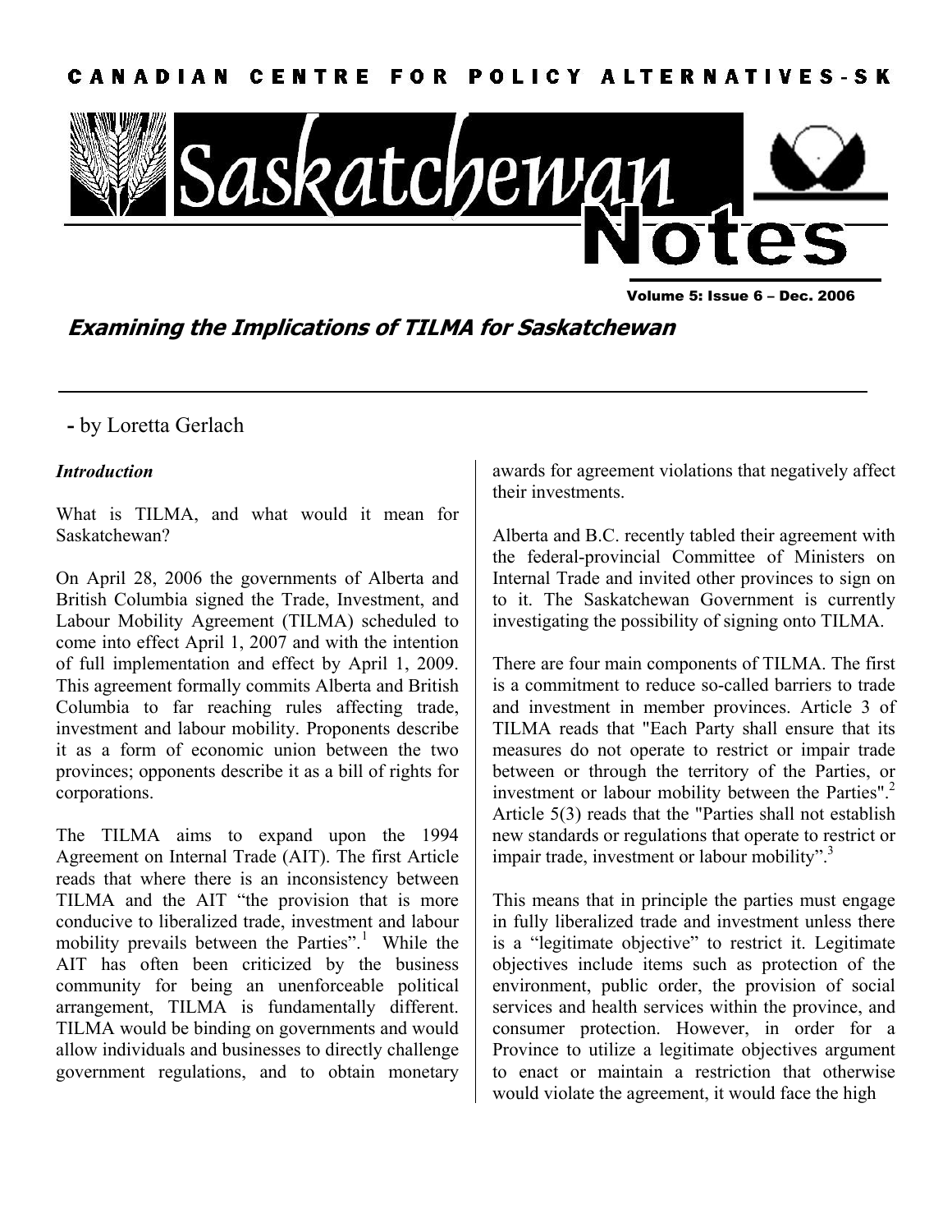# CANADIAN CENTRE FOR POLICY ALTERNATIVES-SK

# Saskatchewan Notes

Volume 5: Issue 6 – Dec. 2006

## *Examining the Implications of TILMA for Saskatchewan*

**-** by Loretta Gerlach

### *Introduction*

What is TILMA, and what would it mean for Saskatchewan?

On April 28, 2006 the governments of Alberta and British Columbia signed the Trade, Investment, and Labour Mobility Agreement (TILMA) scheduled to come into effect April 1, 2007 and with the intention of full implementation and effect by April 1, 2009. This agreement formally commits Alberta and British Columbia to far reaching rules affecting trade, investment and labour mobility. Proponents describe it as a form of economic union between the two provinces; opponents describe it as a bill of rights for corporations.

The TILMA aims to expand upon the 1994 Agreement on Internal Trade (AIT). The first Article reads that where there is an inconsistency between TILMA and the AIT "the provision that is more conducive to liberalized trade, investment and labour mobility prevails between the Parties".[1] While the AIT has often been criticized by the business community for being an unenforceable political arrangement, TILMA is fundamentally different. TILMA would be binding on governments and would allow individuals and businesses to directly challenge government regulations, and to obtain monetary awards for agreement violations that negatively affect their investments.

Alberta and B.C. recently tabled their agreement with the federal-provincial Committee of Ministers on Internal Trade and invited other provinces to sign on to it. The Saskatchewan Government is currently investigating the possibility of signing onto TILMA.

There are four main components of TILMA. The first is a commitment to reduce so-called barriers to trade and investment in member provinces. Article 3 of TILMA reads that "Each Party shall ensure that its measures do not operate to restrict or impair trade between or through the territory of the Parties, or investment or labour mobility between the Parties".[2] Article 5(3) reads that the "Parties shall not establish new standards or regulations that operate to restrict or impair trade, investment or labour mobility".[3]

This means that in principle the parties must engage in fully liberalized trade and investment unless there is a "legitimate objective" to restrict it. Legitimate objectives include items such as protection of the environment, public order, the provision of social services and health services within the province, and consumer protection. However, in order for a Province to utilize a legitimate objectives argument to enact or maintain a restriction that otherwise would violate the agreement, it would face the high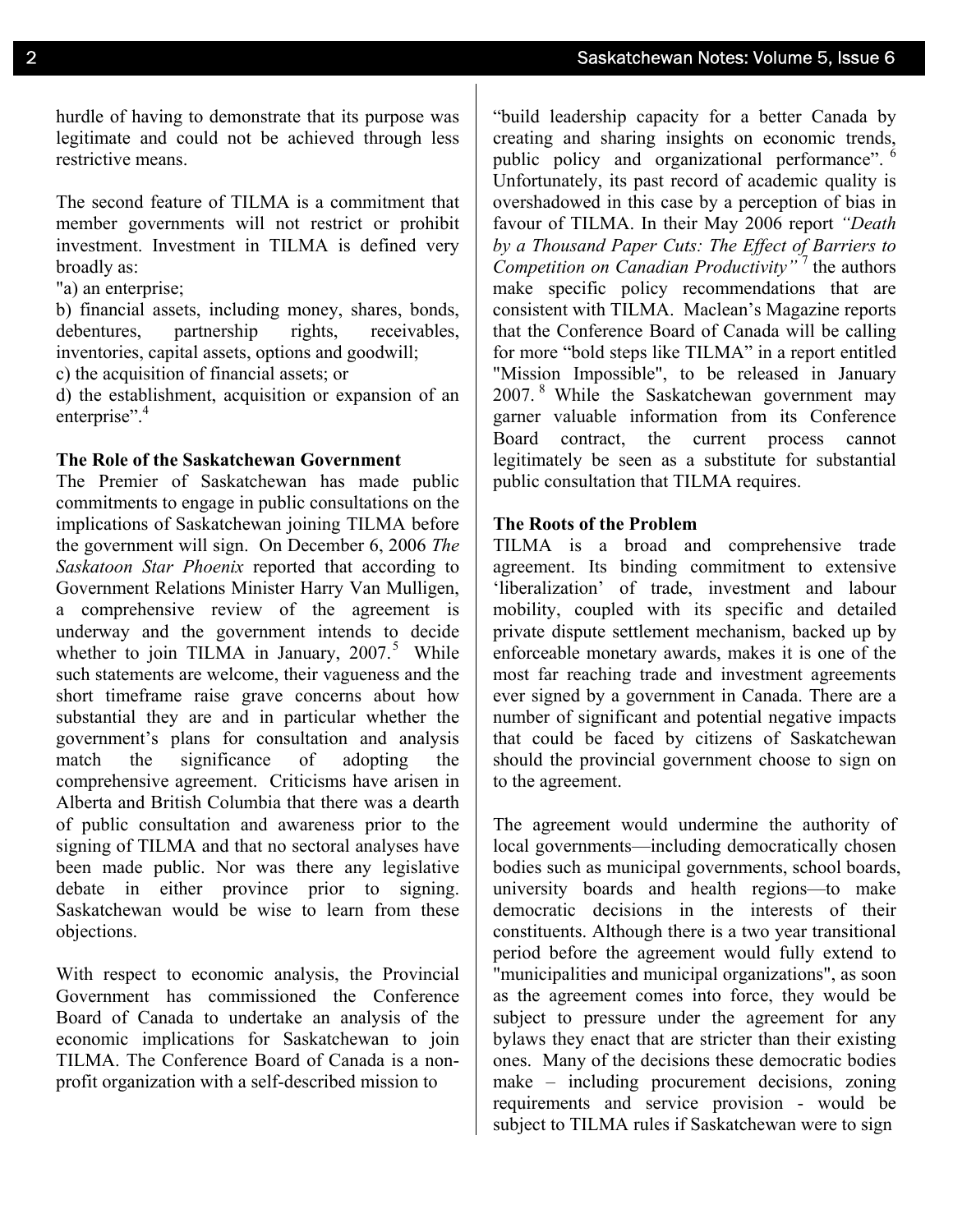hurdle of having to demonstrate that its purpose was legitimate and could not be achieved through less restrictive means.

The second feature of TILMA is a commitment that member governments will not restrict or prohibit investment. Investment in TILMA is defined very broadly as:

"a) an enterprise;
b) financial assets, including money, shares, bonds, debentures, partnership rights, receivables, inventories, capital assets, options and goodwill;
c) the acquisition of financial assets; or
d) the establishment, acquisition or expansion of an enterprise".[4]

**The Role of the Saskatchewan Government**

The Premier of Saskatchewan has made public commitments to engage in public consultations on the implications of Saskatchewan joining TILMA before the government will sign. On December 6, 2006 *The Saskatoon Star Phoenix* reported that according to Government Relations Minister Harry Van Mulligen, a comprehensive review of the agreement is underway and the government intends to decide whether to join TILMA in January, 2007.[5] While such statements are welcome, their vagueness and the short timeframe raise grave concerns about how substantial they are and in particular whether the government's plans for consultation and analysis match the significance of adopting the comprehensive agreement. Criticisms have arisen in Alberta and British Columbia that there was a dearth of public consultation and awareness prior to the signing of TILMA and that no sectoral analyses have been made public. Nor was there any legislative debate in either province prior to signing. Saskatchewan would be wise to learn from these objections.

With respect to economic analysis, the Provincial Government has commissioned the Conference Board of Canada to undertake an analysis of the economic implications for Saskatchewan to join TILMA. The Conference Board of Canada is a non-profit organization with a self-described mission to "build leadership capacity for a better Canada by creating and sharing insights on economic trends, public policy and organizational performance".[6] Unfortunately, its past record of academic quality is overshadowed in this case by a perception of bias in favour of TILMA. In their May 2006 report *"Death by a Thousand Paper Cuts: The Effect of Barriers to Competition on Canadian Productivity"*[7] the authors make specific policy recommendations that are consistent with TILMA. Maclean's Magazine reports that the Conference Board of Canada will be calling for more "bold steps like TILMA" in a report entitled "Mission Impossible", to be released in January 2007.[8] While the Saskatchewan government may garner valuable information from its Conference Board contract, the current process cannot legitimately be seen as a substitute for substantial public consultation that TILMA requires.

**The Roots of the Problem**

TILMA is a broad and comprehensive trade agreement. Its binding commitment to extensive 'liberalization' of trade, investment and labour mobility, coupled with its specific and detailed private dispute settlement mechanism, backed up by enforceable monetary awards, makes it is one of the most far reaching trade and investment agreements ever signed by a government in Canada. There are a number of significant and potential negative impacts that could be faced by citizens of Saskatchewan should the provincial government choose to sign on to the agreement.

The agreement would undermine the authority of local governments—including democratically chosen bodies such as municipal governments, school boards, university boards and health regions—to make democratic decisions in the interests of their constituents. Although there is a two year transitional period before the agreement would fully extend to "municipalities and municipal organizations", as soon as the agreement comes into force, they would be subject to pressure under the agreement for any bylaws they enact that are stricter than their existing ones. Many of the decisions these democratic bodies make – including procurement decisions, zoning requirements and service provision - would be subject to TILMA rules if Saskatchewan were to sign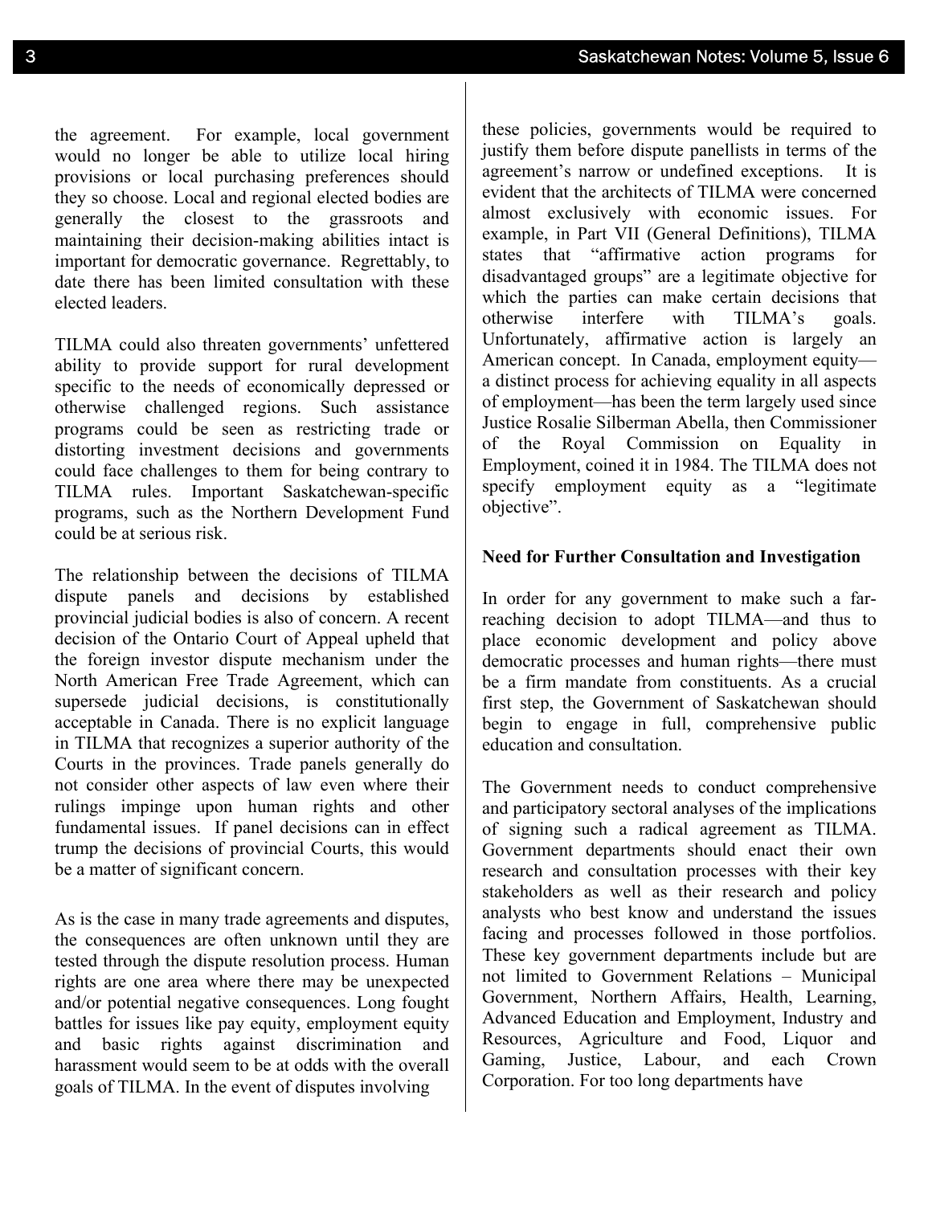the agreement. For example, local government would no longer be able to utilize local hiring provisions or local purchasing preferences should they so choose. Local and regional elected bodies are generally the closest to the grassroots and maintaining their decision-making abilities intact is important for democratic governance. Regrettably, to date there has been limited consultation with these elected leaders.

TILMA could also threaten governments' unfettered ability to provide support for rural development specific to the needs of economically depressed or otherwise challenged regions. Such assistance programs could be seen as restricting trade or distorting investment decisions and governments could face challenges to them for being contrary to TILMA rules. Important Saskatchewan-specific programs, such as the Northern Development Fund could be at serious risk.

The relationship between the decisions of TILMA dispute panels and decisions by established provincial judicial bodies is also of concern. A recent decision of the Ontario Court of Appeal upheld that the foreign investor dispute mechanism under the North American Free Trade Agreement, which can supersede judicial decisions, is constitutionally acceptable in Canada. There is no explicit language in TILMA that recognizes a superior authority of the Courts in the provinces. Trade panels generally do not consider other aspects of law even where their rulings impinge upon human rights and other fundamental issues. If panel decisions can in effect trump the decisions of provincial Courts, this would be a matter of significant concern.

As is the case in many trade agreements and disputes, the consequences are often unknown until they are tested through the dispute resolution process. Human rights are one area where there may be unexpected and/or potential negative consequences. Long fought battles for issues like pay equity, employment equity and basic rights against discrimination and harassment would seem to be at odds with the overall goals of TILMA. In the event of disputes involving these policies, governments would be required to justify them before dispute panellists in terms of the agreement's narrow or undefined exceptions. It is evident that the architects of TILMA were concerned almost exclusively with economic issues. For example, in Part VII (General Definitions), TILMA states that "affirmative action programs for disadvantaged groups" are a legitimate objective for which the parties can make certain decisions that otherwise interfere with TILMA's goals. Unfortunately, affirmative action is largely an American concept. In Canada, employment equity—a distinct process for achieving equality in all aspects of employment—has been the term largely used since Justice Rosalie Silberman Abella, then Commissioner of the Royal Commission on Equality in Employment, coined it in 1984. The TILMA does not specify employment equity as a "legitimate objective".

**Need for Further Consultation and Investigation**

In order for any government to make such a far-reaching decision to adopt TILMA—and thus to place economic development and policy above democratic processes and human rights—there must be a firm mandate from constituents. As a crucial first step, the Government of Saskatchewan should begin to engage in full, comprehensive public education and consultation.

The Government needs to conduct comprehensive and participatory sectoral analyses of the implications of signing such a radical agreement as TILMA. Government departments should enact their own research and consultation processes with their key stakeholders as well as their research and policy analysts who best know and understand the issues facing and processes followed in those portfolios. These key government departments include but are not limited to Government Relations – Municipal Government, Northern Affairs, Health, Learning, Advanced Education and Employment, Industry and Resources, Agriculture and Food, Liquor and Gaming, Justice, Labour, and each Crown Corporation. For too long departments have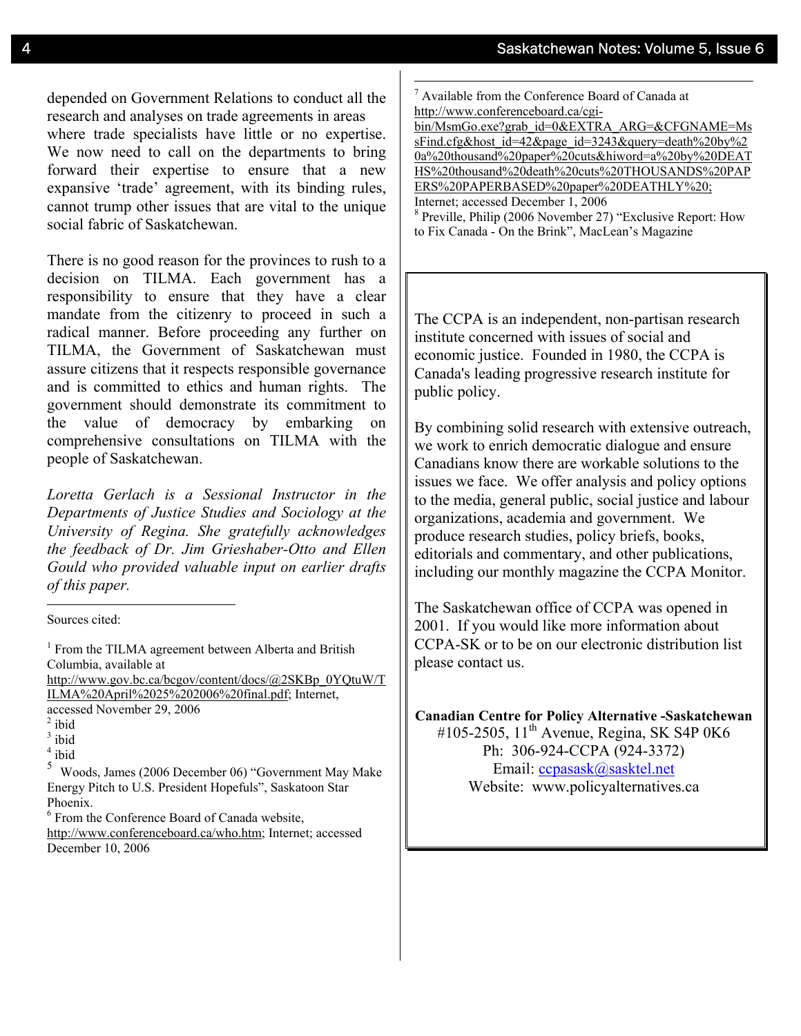depended on Government Relations to conduct all the research and analyses on trade agreements in areas where trade specialists have little or no expertise. We now need to call on the departments to bring forward their expertise to ensure that a new expansive 'trade' agreement, with its binding rules, cannot trump other issues that are vital to the unique social fabric of Saskatchewan.

There is no good reason for the provinces to rush to a decision on TILMA. Each government has a responsibility to ensure that they have a clear mandate from the citizenry to proceed in such a radical manner. Before proceeding any further on TILMA, the Government of Saskatchewan must assure citizens that it respects responsible governance and is committed to ethics and human rights. The government should demonstrate its commitment to the value of democracy by embarking on comprehensive consultations on TILMA with the people of Saskatchewan.

*Loretta Gerlach is a Sessional Instructor in the Departments of Justice Studies and Sociology at the University of Regina. She gratefully acknowledges the feedback of Dr. Jim Grieshaber-Otto and Ellen Gould who provided valuable input on earlier drafts of this paper.*

---

Sources cited:

[1] From the TILMA agreement between Alberta and British Columbia, available at http://www.gov.bc.ca/bcgov/content/docs/@2SKBp_0YQtuW/TILMA%20April%2025%202006%20final.pdf; Internet, accessed November 29, 2006

[2] ibid

[3] ibid

[4] ibid

[5] Woods, James (2006 December 06) "Government May Make Energy Pitch to U.S. President Hopefuls", Saskatoon Star Phoenix.

[6] From the Conference Board of Canada website, http://www.conferenceboard.ca/who.htm; Internet; accessed December 10, 2006

[7] Available from the Conference Board of Canada at http://www.conferenceboard.ca/cgi-bin/MsmGo.exe?grab_id=0&EXTRA_ARG=&CFGNAME=MssFind.cfg&host_id=42&page_id=3243&query=death%20by%20a%20thousand%20paper%20cuts&hiword=a%20by%20DEATHS%20thousand%20death%20cuts%20THOUSANDS%20PAPERS%20PAPERBASED%20paper%20DEATHLY%20; Internet; accessed December 1, 2006

[8] Preville, Philip (2006 November 27) "Exclusive Report: How to Fix Canada - On the Brink", MacLean's Magazine

---

The CCPA is an independent, non-partisan research institute concerned with issues of social and economic justice. Founded in 1980, the CCPA is Canada's leading progressive research institute for public policy.

By combining solid research with extensive outreach, we work to enrich democratic dialogue and ensure Canadians know there are workable solutions to the issues we face. We offer analysis and policy options to the media, general public, social justice and labour organizations, academia and government. We produce research studies, policy briefs, books, editorials and commentary, and other publications, including our monthly magazine the CCPA Monitor.

The Saskatchewan office of CCPA was opened in 2001. If you would like more information about CCPA-SK or to be on our electronic distribution list please contact us.

**Canadian Centre for Policy Alternative -Saskatchewan**
#105-2505, 11th Avenue, Regina, SK S4P 0K6
Ph: 306-924-CCPA (924-3372)
Email: ccpasask@sasktel.net
Website: www.policyalternatives.ca